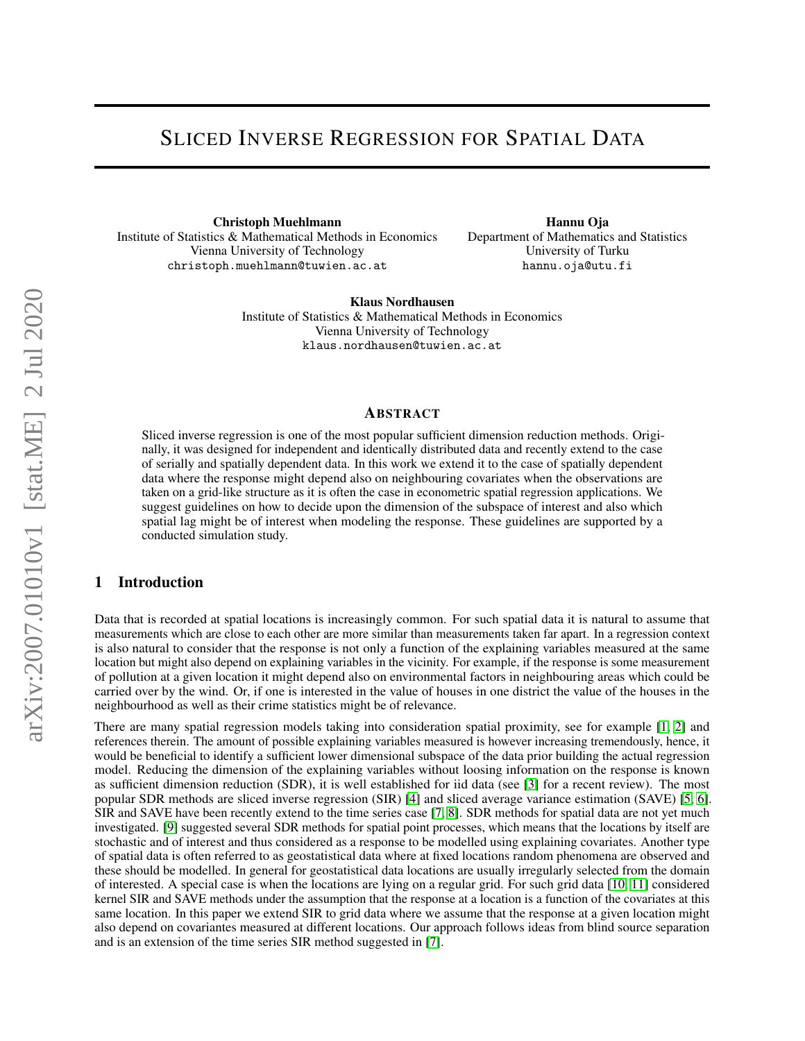# Sliced Inverse Regression for Spatial Data

**Christoph Muehlmann**
Institute of Statistics & Mathematical Methods in Economics
Vienna University of Technology
christoph.muehlmann@tuwien.ac.at

**Hannu Oja**
Department of Mathematics and Statistics
University of Turku
hannu.oja@utu.fi

**Klaus Nordhausen**
Institute of Statistics & Mathematical Methods in Economics
Vienna University of Technology
klaus.nordhausen@tuwien.ac.at

## Abstract

Sliced inverse regression is one of the most popular sufficient dimension reduction methods. Originally, it was designed for independent and identically distributed data and recently extend to the case of serially and spatially dependent data. In this work we extend it to the case of spatially dependent data where the response might depend also on neighbouring covariates when the observations are taken on a grid-like structure as it is often the case in econometric spatial regression applications. We suggest guidelines on how to decide upon the dimension of the subspace of interest and also which spatial lag might be of interest when modeling the response. These guidelines are supported by a conducted simulation study.

## 1 Introduction

Data that is recorded at spatial locations is increasingly common. For such spatial data it is natural to assume that measurements which are close to each other are more similar than measurements taken far apart. In a regression context is also natural to consider that the response is not only a function of the explaining variables measured at the same location but might also depend on explaining variables in the vicinity. For example, if the response is some measurement of pollution at a given location it might depend also on environmental factors in neighbouring areas which could be carried over by the wind. Or, if one is interested in the value of houses in one district the value of the houses in the neighbourhood as well as their crime statistics might be of relevance.

There are many spatial regression models taking into consideration spatial proximity, see for example [1, 2] and references therein. The amount of possible explaining variables measured is however increasing tremendously, hence, it would be beneficial to identify a sufficient lower dimensional subspace of the data prior building the actual regression model. Reducing the dimension of the explaining variables without loosing information on the response is known as sufficient dimension reduction (SDR), it is well established for iid data (see [3] for a recent review). The most popular SDR methods are sliced inverse regression (SIR) [4] and sliced average variance estimation (SAVE) [5, 6]. SIR and SAVE have been recently extend to the time series case [7, 8]. SDR methods for spatial data are not yet much investigated. [9] suggested several SDR methods for spatial point processes, which means that the locations by itself are stochastic and of interest and thus considered as a response to be modelled using explaining covariates. Another type of spatial data is often referred to as geostatistical data where at fixed locations random phenomena are observed and these should be modelled. In general for geostatistical data locations are usually irregularly selected from the domain of interested. A special case is when the locations are lying on a regular grid. For such grid data [10, 11] considered kernel SIR and SAVE methods under the assumption that the response at a location is a function of the covariates at this same location. In this paper we extend SIR to grid data where we assume that the response at a given location might also depend on covariantes measured at different locations. Our approach follows ideas from blind source separation and is an extension of the time series SIR method suggested in [7].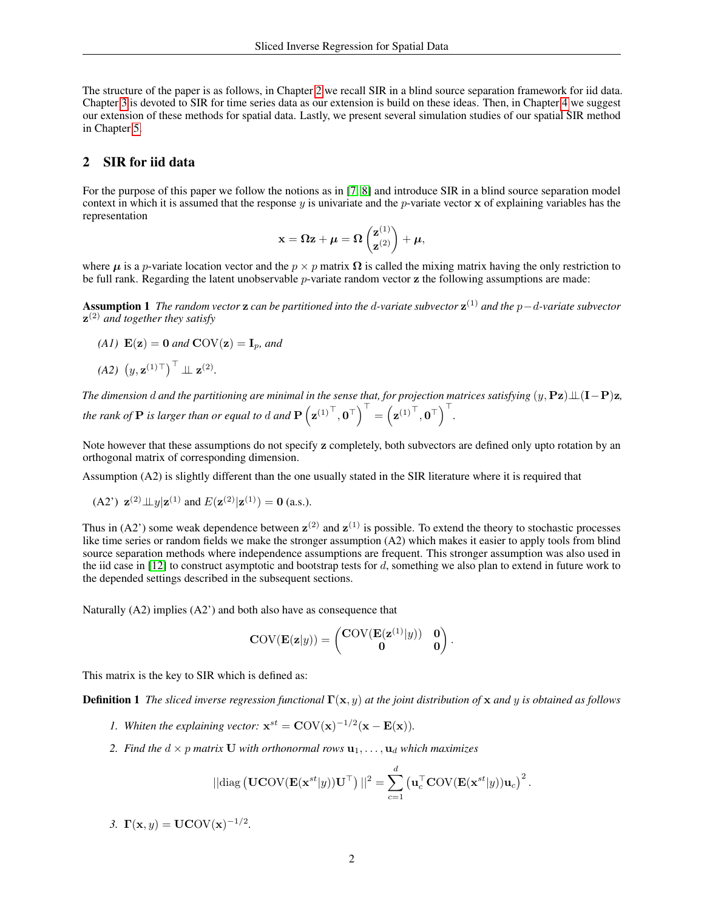The structure of the paper is as follows, in Chapter 2 we recall SIR in a blind source separation framework for iid data. Chapter 3 is devoted to SIR for time series data as our extension is build on these ideas. Then, in Chapter 4 we suggest our extension of these methods for spatial data. Lastly, we present several simulation studies of our spatial SIR method in Chapter 5.

## 2 SIR for iid data

For the purpose of this paper we follow the notions as in [7, 8] and introduce SIR in a blind source separation model context in which it is assumed that the response $y$ is univariate and the $p$-variate vector $\mathbf{x}$ of explaining variables has the representation

$$\mathbf{x} = \mathbf{\Omega}\mathbf{z} + \boldsymbol{\mu} = \mathbf{\Omega}\begin{pmatrix}\mathbf{z}^{(1)}\\ \mathbf{z}^{(2)}\end{pmatrix} + \boldsymbol{\mu},$$

where $\boldsymbol{\mu}$ is a $p$-variate location vector and the $p \times p$ matrix $\mathbf{\Omega}$ is called the mixing matrix having the only restriction to be full rank. Regarding the latent unobservable $p$-variate random vector $\mathbf{z}$ the following assumptions are made:

**Assumption 1** *The random vector $\mathbf{z}$ can be partitioned into the $d$-variate subvector $\mathbf{z}^{(1)}$ and the $p-d$-variate subvector $\mathbf{z}^{(2)}$ and together they satisfy*

- *(A1)* $\mathbf{E}(\mathbf{z}) = \mathbf{0}$ *and* $\mathbf{COV}(\mathbf{z}) = \mathbf{I}_p$, *and*
- *(A2)* $\left(y, \mathbf{z}^{(1)\top}\right)^\top \perp\!\!\!\perp \mathbf{z}^{(2)}$.

*The dimension $d$ and the partitioning are minimal in the sense that, for projection matrices satisfying $(y, \mathbf{P}\mathbf{z}) \perp\!\!\!\perp (\mathbf{I}-\mathbf{P})\mathbf{z}$, the rank of $\mathbf{P}$ is larger than or equal to $d$ and $\mathbf{P}\left(\mathbf{z}^{(1)\top}, \mathbf{0}^\top\right)^\top = \left(\mathbf{z}^{(1)\top}, \mathbf{0}^\top\right)^\top$.*

Note however that these assumptions do not specify $\mathbf{z}$ completely, both subvectors are defined only upto rotation by an orthogonal matrix of corresponding dimension.

Assumption (A2) is slightly different than the one usually stated in the SIR literature where it is required that

(A2') $\mathbf{z}^{(2)} \perp\!\!\!\perp y | \mathbf{z}^{(1)}$ and $E(\mathbf{z}^{(2)}|\mathbf{z}^{(1)}) = \mathbf{0}$ (a.s.).

Thus in (A2') some weak dependence between $\mathbf{z}^{(2)}$ and $\mathbf{z}^{(1)}$ is possible. To extend the theory to stochastic processes like time series or random fields we make the stronger assumption (A2) which makes it easier to apply tools from blind source separation methods where independence assumptions are frequent. This stronger assumption was also used in the iid case in [12] to construct asymptotic and bootstrap tests for $d$, something we also plan to extend in future work to the depended settings described in the subsequent sections.

Naturally (A2) implies (A2') and both also have as consequence that

$$\mathbf{COV}(\mathbf{E}(\mathbf{z}|y)) = \begin{pmatrix}\mathbf{COV}(\mathbf{E}(\mathbf{z}^{(1)}|y)) & \mathbf{0}\\ \mathbf{0} & \mathbf{0}\end{pmatrix}.$$

This matrix is the key to SIR which is defined as:

**Definition 1** *The sliced inverse regression functional $\mathbf{\Gamma}(\mathbf{x}, y)$ at the joint distribution of $\mathbf{x}$ and $y$ is obtained as follows*

1. *Whiten the explaining vector:* $\mathbf{x}^{st} = \mathbf{COV}(\mathbf{x})^{-1/2}(\mathbf{x} - \mathbf{E}(\mathbf{x}))$.
2. *Find the $d \times p$ matrix $\mathbf{U}$ with orthonormal rows $\mathbf{u}_1, \ldots, \mathbf{u}_d$ which maximizes*

$$||\text{diag}\left(\mathbf{U}\mathbf{COV}(\mathbf{E}(\mathbf{x}^{st}|y))\mathbf{U}^\top\right)||^2 = \sum_{c=1}^{d}\left(\mathbf{u}_c^\top \mathbf{COV}(\mathbf{E}(\mathbf{x}^{st}|y))\mathbf{u}_c\right)^2.$$

3. $\mathbf{\Gamma}(\mathbf{x}, y) = \mathbf{U}\mathbf{COV}(\mathbf{x})^{-1/2}$.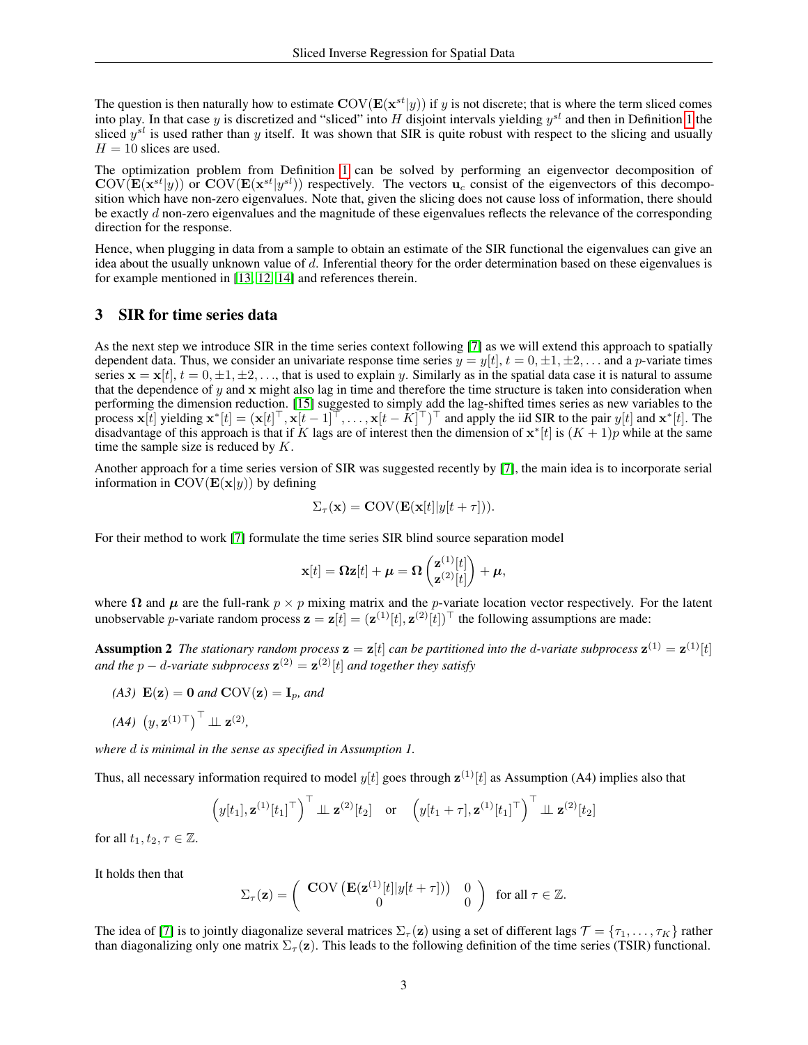The question is then naturally how to estimate $\mathbf{COV}(\mathbf{E}(\mathbf{x}^{st}|y))$ if $y$ is not discrete; that is where the term sliced comes into play. In that case $y$ is discretized and "sliced" into $H$ disjoint intervals yielding $y^{sl}$ and then in Definition 1 the sliced $y^{sl}$ is used rather than $y$ itself. It was shown that SIR is quite robust with respect to the slicing and usually $H = 10$ slices are used.

The optimization problem from Definition 1 can be solved by performing an eigenvector decomposition of $\mathbf{COV}(\mathbf{E}(\mathbf{x}^{st}|y))$ or $\mathbf{COV}(\mathbf{E}(\mathbf{x}^{st}|y^{sl}))$ respectively. The vectors $\mathbf{u}_c$ consist of the eigenvectors of this decomposition which have non-zero eigenvalues. Note that, given the slicing does not cause loss of information, there should be exactly $d$ non-zero eigenvalues and the magnitude of these eigenvalues reflects the relevance of the corresponding direction for the response.

Hence, when plugging in data from a sample to obtain an estimate of the SIR functional the eigenvalues can give an idea about the usually unknown value of $d$. Inferential theory for the order determination based on these eigenvalues is for example mentioned in [13, 12, 14] and references therein.

## 3 SIR for time series data

As the next step we introduce SIR in the time series context following [7] as we will extend this approach to spatially dependent data. Thus, we consider an univariate response time series $y = y[t]$, $t = 0, \pm 1, \pm 2, \ldots$ and a $p$-variate times series $\mathbf{x} = \mathbf{x}[t]$, $t = 0, \pm 1, \pm 2, \ldots$, that is used to explain $y$. Similarly as in the spatial data case it is natural to assume that the dependence of $y$ and $\mathbf{x}$ might also lag in time and therefore the time structure is taken into consideration when performing the dimension reduction. [15] suggested to simply add the lag-shifted times series as new variables to the process $\mathbf{x}[t]$ yielding $\mathbf{x}^*[t] = (\mathbf{x}[t]^\top, \mathbf{x}[t-1]^\top, \ldots, \mathbf{x}[t-K]^\top)^\top$ and apply the iid SIR to the pair $y[t]$ and $\mathbf{x}^*[t]$. The disadvantage of this approach is that if $K$ lags are of interest then the dimension of $\mathbf{x}^*[t]$ is $(K+1)p$ while at the same time the sample size is reduced by $K$.

Another approach for a time series version of SIR was suggested recently by [7], the main idea is to incorporate serial information in $\mathbf{COV}(\mathbf{E}(\mathbf{x}|y))$ by defining

$$\Sigma_\tau(\mathbf{x}) = \mathbf{COV}(\mathbf{E}(\mathbf{x}[t]|y[t+\tau])).$$

For their method to work [7] formulate the time series SIR blind source separation model

$$\mathbf{x}[t] = \mathbf{\Omega}\mathbf{z}[t] + \boldsymbol{\mu} = \mathbf{\Omega}\begin{pmatrix}\mathbf{z}^{(1)}[t] \\ \mathbf{z}^{(2)}[t]\end{pmatrix} + \boldsymbol{\mu},$$

where $\mathbf{\Omega}$ and $\boldsymbol{\mu}$ are the full-rank $p \times p$ mixing matrix and the $p$-variate location vector respectively. For the latent unobservable $p$-variate random process $\mathbf{z} = \mathbf{z}[t] = (\mathbf{z}^{(1)}[t], \mathbf{z}^{(2)}[t])^\top$ the following assumptions are made:

**Assumption 2** *The stationary random process $\mathbf{z} = \mathbf{z}[t]$ can be partitioned into the $d$-variate subprocess $\mathbf{z}^{(1)} = \mathbf{z}^{(1)}[t]$ and the $p - d$-variate subprocess $\mathbf{z}^{(2)} = \mathbf{z}^{(2)}[t]$ and together they satisfy*

- *(A3)* $\mathbf{E}(\mathbf{z}) = \mathbf{0}$ *and* $\mathbf{COV}(\mathbf{z}) = \mathbf{I}_p$, *and*
- *(A4)* $\left(y, \mathbf{z}^{(1)\top}\right)^\top \perp\!\!\!\perp \mathbf{z}^{(2)}$,

*where $d$ is minimal in the sense as specified in Assumption 1.*

Thus, all necessary information required to model $y[t]$ goes through $\mathbf{z}^{(1)}[t]$ as Assumption (A4) implies also that

$$\left(y[t_1], \mathbf{z}^{(1)}[t_1]^\top\right)^\top \perp\!\!\!\perp \mathbf{z}^{(2)}[t_2] \quad \text{or} \quad \left(y[t_1+\tau], \mathbf{z}^{(1)}[t_1]^\top\right)^\top \perp\!\!\!\perp \mathbf{z}^{(2)}[t_2]$$

for all $t_1, t_2, \tau \in \mathbb{Z}$.

It holds then that

$$\Sigma_\tau(\mathbf{z}) = \begin{pmatrix} \mathbf{COV}\left(\mathbf{E}(\mathbf{z}^{(1)}[t]|y[t+\tau])\right) & 0 \\ 0 & 0 \end{pmatrix} \quad \text{for all } \tau \in \mathbb{Z}.$$

The idea of [7] is to jointly diagonalize several matrices $\Sigma_\tau(\mathbf{z})$ using a set of different lags $\mathcal{T} = \{\tau_1, \ldots, \tau_K\}$ rather than diagonalizing only one matrix $\Sigma_\tau(\mathbf{z})$. This leads to the following definition of the time series (TSIR) functional.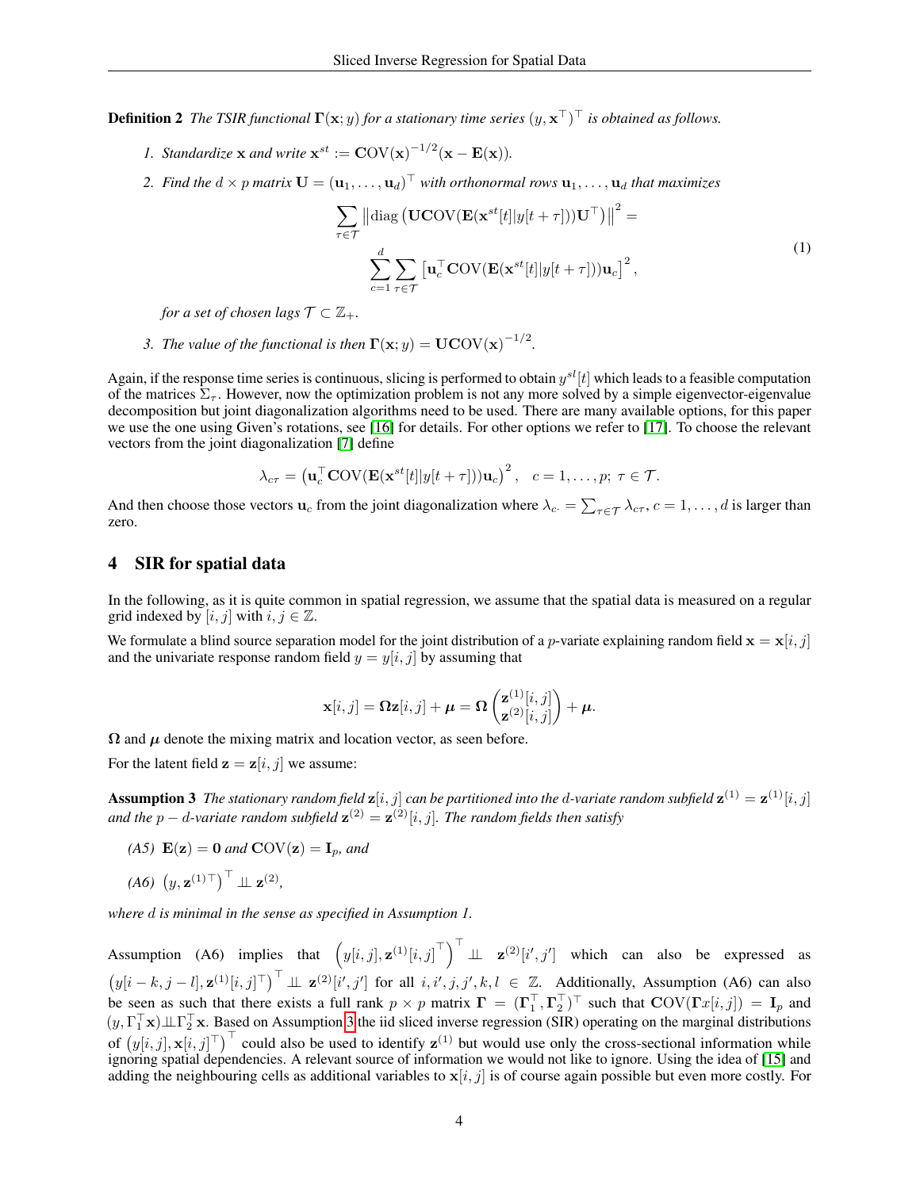**Definition 2** *The TSIR functional $\mathbf{\Gamma}(\mathbf{x}; y)$ for a stationary time series $(y, \mathbf{x}^\top)^\top$ is obtained as follows.*

1. *Standardize $\mathbf{x}$ and write $\mathbf{x}^{st} := \mathbf{COV}(\mathbf{x})^{-1/2}(\mathbf{x} - \mathbf{E}(\mathbf{x}))$.*
2. *Find the $d \times p$ matrix $\mathbf{U} = (\mathbf{u}_1, \ldots, \mathbf{u}_d)^\top$ with orthonormal rows $\mathbf{u}_1, \ldots, \mathbf{u}_d$ that maximizes*
$$\sum_{\tau \in \mathcal{T}} \left\| \mathrm{diag}\left( \mathbf{U}\mathbf{COV}(\mathbf{E}(\mathbf{x}^{st}[t] | y[t+\tau]))\mathbf{U}^\top \right) \right\|^2 = \sum_{c=1}^{d} \sum_{\tau \in \mathcal{T}} \left[ \mathbf{u}_c^\top \mathbf{COV}(\mathbf{E}(\mathbf{x}^{st}[t] | y[t+\tau]))\mathbf{u}_c \right]^2, \tag{1}$$
*for a set of chosen lags $\mathcal{T} \subset \mathbb{Z}_+$.*
3. *The value of the functional is then $\mathbf{\Gamma}(\mathbf{x}; y) = \mathbf{U}\mathbf{COV}(\mathbf{x})^{-1/2}$.*

Again, if the response time series is continuous, slicing is performed to obtain $y^{sl}[t]$ which leads to a feasible computation of the matrices $\Sigma_\tau$. However, now the optimization problem is not any more solved by a simple eigenvector-eigenvalue decomposition but joint diagonalization algorithms need to be used. There are many available options, for this paper we use the one using Given's rotations, see [16] for details. For other options we refer to [17]. To choose the relevant vectors from the joint diagonalization [7] define

$$\lambda_{c\tau} = \left( \mathbf{u}_c^\top \mathbf{COV}(\mathbf{E}(\mathbf{x}^{st}[t] | y[t+\tau]))\mathbf{u}_c \right)^2, \quad c = 1, \ldots, p;\ \tau \in \mathcal{T}.$$

And then choose those vectors $\mathbf{u}_c$ from the joint diagonalization where $\lambda_{c\cdot} = \sum_{\tau \in \mathcal{T}} \lambda_{c\tau}$, $c = 1, \ldots, d$ is larger than zero.

## 4 SIR for spatial data

In the following, as it is quite common in spatial regression, we assume that the spatial data is measured on a regular grid indexed by $[i, j]$ with $i, j \in \mathbb{Z}$.

We formulate a blind source separation model for the joint distribution of a $p$-variate explaining random field $\mathbf{x} = \mathbf{x}[i, j]$ and the univariate response random field $y = y[i, j]$ by assuming that

$$\mathbf{x}[i, j] = \mathbf{\Omega}\mathbf{z}[i, j] + \boldsymbol{\mu} = \mathbf{\Omega} \begin{pmatrix} \mathbf{z}^{(1)}[i, j] \\ \mathbf{z}^{(2)}[i, j] \end{pmatrix} + \boldsymbol{\mu}.$$

$\mathbf{\Omega}$ and $\boldsymbol{\mu}$ denote the mixing matrix and location vector, as seen before.

For the latent field $\mathbf{z} = \mathbf{z}[i, j]$ we assume:

**Assumption 3** *The stationary random field $\mathbf{z}[i, j]$ can be partitioned into the $d$-variate random subfield $\mathbf{z}^{(1)} = \mathbf{z}^{(1)}[i, j]$ and the $p - d$-variate random subfield $\mathbf{z}^{(2)} = \mathbf{z}^{(2)}[i, j]$. The random fields then satisfy*

*(A5)* $\mathbf{E}(\mathbf{z}) = \mathbf{0}$ *and* $\mathbf{COV}(\mathbf{z}) = \mathbf{I}_p$*, and*

*(A6)* $\left(y, \mathbf{z}^{(1)\top}\right)^\top \perp\!\!\!\perp \mathbf{z}^{(2)}$*,*

*where $d$ is minimal in the sense as specified in Assumption 1.*

Assumption (A6) implies that $\left(y[i, j], \mathbf{z}^{(1)}[i, j]^\top\right)^\top \perp\!\!\!\perp \mathbf{z}^{(2)}[i', j']$ which can also be expressed as $\left(y[i - k, j - l], \mathbf{z}^{(1)}[i, j]^\top\right)^\top \perp\!\!\!\perp \mathbf{z}^{(2)}[i', j']$ for all $i, i', j, j', k, l \in \mathbb{Z}$. Additionally, Assumption (A6) can also be seen as such that there exists a full rank $p \times p$ matrix $\mathbf{\Gamma} = (\mathbf{\Gamma}_1^\top, \mathbf{\Gamma}_2^\top)^\top$ such that $\mathbf{COV}(\mathbf{\Gamma}x[i, j]) = \mathbf{I}_p$ and $(y, \Gamma_1^\top \mathbf{x}) \perp\!\!\!\perp \Gamma_2^\top \mathbf{x}$. Based on Assumption 3 the iid sliced inverse regression (SIR) operating on the marginal distributions of $\left(y[i, j], \mathbf{x}[i, j]^\top\right)^\top$ could also be used to identify $\mathbf{z}^{(1)}$ but would use only the cross-sectional information while ignoring spatial dependencies. A relevant source of information we would not like to ignore. Using the idea of [15] and adding the neighbouring cells as additional variables to $\mathbf{x}[i, j]$ is of course again possible but even more costly. For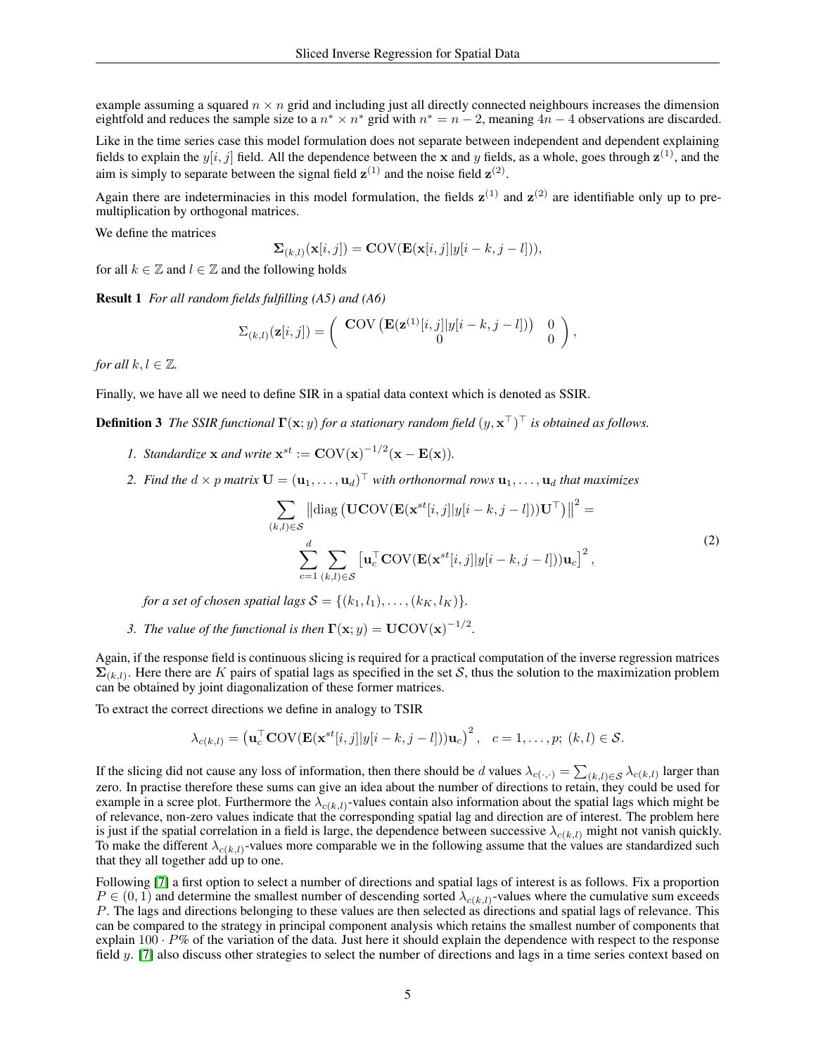example assuming a squared $n \times n$ grid and including just all directly connected neighbours increases the dimension eightfold and reduces the sample size to a $n^* \times n^*$ grid with $n^* = n - 2$, meaning $4n - 4$ observations are discarded.

Like in the time series case this model formulation does not separate between independent and dependent explaining fields to explain the $y[i, j]$ field. All the dependence between the $\mathbf{x}$ and $y$ fields, as a whole, goes through $\mathbf{z}^{(1)}$, and the aim is simply to separate between the signal field $\mathbf{z}^{(1)}$ and the noise field $\mathbf{z}^{(2)}$.

Again there are indeterminacies in this model formulation, the fields $\mathbf{z}^{(1)}$ and $\mathbf{z}^{(2)}$ are identifiable only up to pre-multiplication by orthogonal matrices.

We define the matrices

$$\mathbf{\Sigma}_{(k,l)}(\mathbf{x}[i, j]) = \mathbf{C}\text{OV}(\mathbf{E}(\mathbf{x}[i, j]|y[i - k, j - l])),$$

for all $k \in \mathbb{Z}$ and $l \in \mathbb{Z}$ and the following holds

**Result 1** *For all random fields fulfilling (A5) and (A6)*

$$\Sigma_{(k,l)}(\mathbf{z}[i, j]) = \begin{pmatrix} \mathbf{C}\text{OV}\left(\mathbf{E}(\mathbf{z}^{(1)}[i, j]|y[i - k, j - l])\right) & 0 \\ 0 & 0 \end{pmatrix},$$

*for all* $k, l \in \mathbb{Z}$.

Finally, we have all we need to define SIR in a spatial data context which is denoted as SSIR.

**Definition 3** *The SSIR functional* $\mathbf{\Gamma}(\mathbf{x}; y)$ *for a stationary random field* $(y, \mathbf{x}^\top)^\top$ *is obtained as follows.*

1. *Standardize* $\mathbf{x}$ *and write* $\mathbf{x}^{st} := \mathbf{C}\text{OV}(\mathbf{x})^{-1/2}(\mathbf{x} - \mathbf{E}(\mathbf{x}))$.
2. *Find the* $d \times p$ *matrix* $\mathbf{U} = (\mathbf{u}_1, \ldots, \mathbf{u}_d)^\top$ *with orthonormal rows* $\mathbf{u}_1, \ldots, \mathbf{u}_d$ *that maximizes*

$$\begin{aligned} \sum_{(k,l)\in\mathcal{S}} \left\|\text{diag}\left(\mathbf{U}\mathbf{C}\text{OV}(\mathbf{E}(\mathbf{x}^{st}[i, j]|y[i - k, j - l]))\mathbf{U}^\top\right)\right\|^2 = \\ \sum_{c=1}^{d} \sum_{(k,l)\in\mathcal{S}} \left[\mathbf{u}_c^\top \mathbf{C}\text{OV}(\mathbf{E}(\mathbf{x}^{st}[i, j]|y[i - k, j - l]))\mathbf{u}_c\right]^2, \end{aligned} \tag{2}$$

   *for a set of chosen spatial lags* $\mathcal{S} = \{(k_1, l_1), \ldots, (k_K, l_K)\}$.
3. *The value of the functional is then* $\mathbf{\Gamma}(\mathbf{x}; y) = \mathbf{U}\mathbf{C}\text{OV}(\mathbf{x})^{-1/2}$.

Again, if the response field is continuous slicing is required for a practical computation of the inverse regression matrices $\mathbf{\Sigma}_{(k,l)}$. Here there are $K$ pairs of spatial lags as specified in the set $\mathcal{S}$, thus the solution to the maximization problem can be obtained by joint diagonalization of these former matrices.

To extract the correct directions we define in analogy to TSIR

$$\lambda_{c(k,l)} = \left(\mathbf{u}_c^\top \mathbf{C}\text{OV}(\mathbf{E}(\mathbf{x}^{st}[i, j]|y[i - k, j - l]))\mathbf{u}_c\right)^2, \quad c = 1, \ldots, p;\ (k, l) \in \mathcal{S}.$$

If the slicing did not cause any loss of information, then there should be $d$ values $\lambda_{c(\cdot,\cdot)} = \sum_{(k,l)\in\mathcal{S}} \lambda_{c(k,l)}$ larger than zero. In practise therefore these sums can give an idea about the number of directions to retain, they could be used for example in a scree plot. Furthermore the $\lambda_{c(k,l)}$-values contain also information about the spatial lags which might be of relevance, non-zero values indicate that the corresponding spatial lag and direction are of interest. The problem here is just if the spatial correlation in a field is large, the dependence between successive $\lambda_{c(k,l)}$ might not vanish quickly. To make the different $\lambda_{c(k,l)}$-values more comparable we in the following assume that the values are standardized such that they all together add up to one.

Following [7] a first option to select a number of directions and spatial lags of interest is as follows. Fix a proportion $P \in (0, 1)$ and determine the smallest number of descending sorted $\lambda_{c(k,l)}$-values where the cumulative sum exceeds $P$. The lags and directions belonging to these values are then selected as directions and spatial lags of relevance. This can be compared to the strategy in principal component analysis which retains the smallest number of components that explain $100 \cdot P\%$ of the variation of the data. Just here it should explain the dependence with respect to the response field $y$. [7] also discuss other strategies to select the number of directions and lags in a time series context based on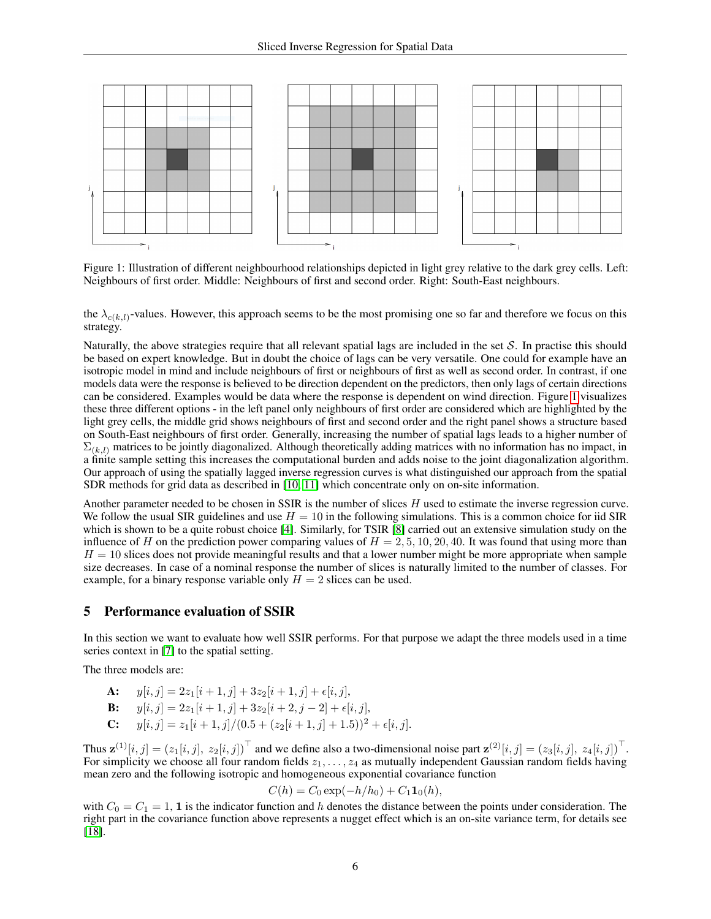Figure 1: Illustration of different neighbourhood relationships depicted in light grey relative to the dark grey cells. Left: Neighbours of first order. Middle: Neighbours of first and second order. Right: South-East neighbours.

the $\lambda_{c(k,l)}$-values. However, this approach seems to be the most promising one so far and therefore we focus on this strategy.

Naturally, the above strategies require that all relevant spatial lags are included in the set $\mathcal{S}$. In practise this should be based on expert knowledge. But in doubt the choice of lags can be very versatile. One could for example have an isotropic model in mind and include neighbours of first or neighbours of first as well as second order. In contrast, if one models data were the response is believed to be direction dependent on the predictors, then only lags of certain directions can be considered. Examples would be data where the response is dependent on wind direction. Figure 1 visualizes these three different options - in the left panel only neighbours of first order are considered which are highlighted by the light grey cells, the middle grid shows neighbours of first and second order and the right panel shows a structure based on South-East neighbours of first order. Generally, increasing the number of spatial lags leads to a higher number of $\Sigma_{(k,l)}$ matrices to be jointly diagonalized. Although theoretically adding matrices with no information has no impact, in a finite sample setting this increases the computational burden and adds noise to the joint diagonalization algorithm. Our approach of using the spatially lagged inverse regression curves is what distinguished our approach from the spatial SDR methods for grid data as described in [10, 11] which concentrate only on on-site information.

Another parameter needed to be chosen in SSIR is the number of slices $H$ used to estimate the inverse regression curve. We follow the usual SIR guidelines and use $H = 10$ in the following simulations. This is a common choice for iid SIR which is shown to be a quite robust choice [4]. Similarly, for TSIR [8] carried out an extensive simulation study on the influence of $H$ on the prediction power comparing values of $H = 2, 5, 10, 20, 40$. It was found that using more than $H = 10$ slices does not provide meaningful results and that a lower number might be more appropriate when sample size decreases. In case of a nominal response the number of slices is naturally limited to the number of classes. For example, for a binary response variable only $H = 2$ slices can be used.

## 5 Performance evaluation of SSIR

In this section we want to evaluate how well SSIR performs. For that purpose we adapt the three models used in a time series context in [7] to the spatial setting.

The three models are:

**A:** $y[i,j] = 2z_1[i+1,j] + 3z_2[i+1,j] + \epsilon[i,j]$,

**B:** $y[i,j] = 2z_1[i+1,j] + 3z_2[i+2,j-2] + \epsilon[i,j]$,

**C:** $y[i,j] = z_1[i+1,j]/(0.5 + (z_2[i+1,j] + 1.5))^2 + \epsilon[i,j]$.

Thus $\mathbf{z}^{(1)}[i,j] = (z_1[i,j],\ z_2[i,j])^\top$ and we define also a two-dimensional noise part $\mathbf{z}^{(2)}[i,j] = (z_3[i,j],\ z_4[i,j])^\top$. For simplicity we choose all four random fields $z_1, \ldots, z_4$ as mutually independent Gaussian random fields having mean zero and the following isotropic and homogeneous exponential covariance function

$$C(h) = C_0 \exp(-h/h_0) + C_1 \mathbf{1}_0(h),$$

with $C_0 = C_1 = 1$, $\mathbf{1}$ is the indicator function and $h$ denotes the distance between the points under consideration. The right part in the covariance function above represents a nugget effect which is an on-site variance term, for details see [18].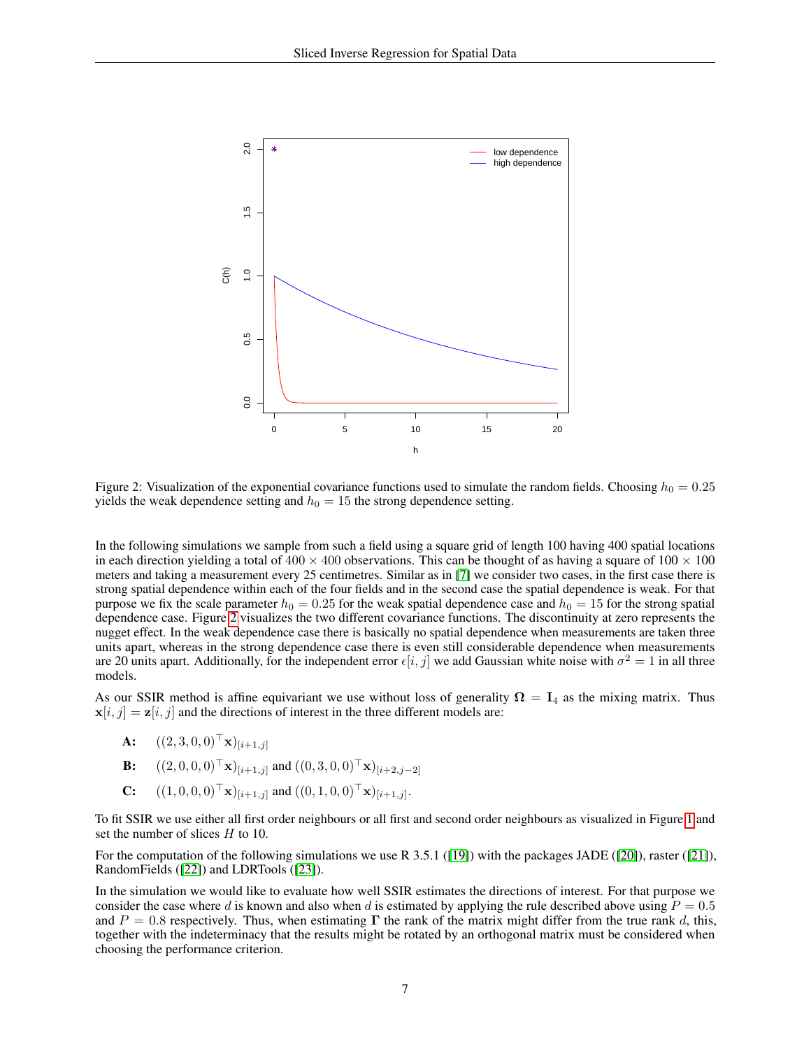Figure 2: Visualization of the exponential covariance functions used to simulate the random fields. Choosing $h_0 = 0.25$ yields the weak dependence setting and $h_0 = 15$ the strong dependence setting.

In the following simulations we sample from such a field using a square grid of length 100 having 400 spatial locations in each direction yielding a total of $400 \times 400$ observations. This can be thought of as having a square of $100 \times 100$ meters and taking a measurement every 25 centimetres. Similar as in [7] we consider two cases, in the first case there is strong spatial dependence within each of the four fields and in the second case the spatial dependence is weak. For that purpose we fix the scale parameter $h_0 = 0.25$ for the weak spatial dependence case and $h_0 = 15$ for the strong spatial dependence case. Figure 2 visualizes the two different covariance functions. The discontinuity at zero represents the nugget effect. In the weak dependence case there is basically no spatial dependence when measurements are taken three units apart, whereas in the strong dependence case there is even still considerable dependence when measurements are 20 units apart. Additionally, for the independent error $\epsilon[i, j]$ we add Gaussian white noise with $\sigma^2 = 1$ in all three models.

As our SSIR method is affine equivariant we use without loss of generality $\mathbf{\Omega} = \mathbf{I}_4$ as the mixing matrix. Thus $\mathbf{x}[i, j] = \mathbf{z}[i, j]$ and the directions of interest in the three different models are:

- **A:** $((2, 3, 0, 0)^\top \mathbf{x})_{[i+1,j]}$
- **B:** $((2, 0, 0, 0)^\top \mathbf{x})_{[i+1,j]}$ and $((0, 3, 0, 0)^\top \mathbf{x})_{[i+2,j-2]}$
- **C:** $((1, 0, 0, 0)^\top \mathbf{x})_{[i+1,j]}$ and $((0, 1, 0, 0)^\top \mathbf{x})_{[i+1,j]}$.

To fit SSIR we use either all first order neighbours or all first and second order neighbours as visualized in Figure 1 and set the number of slices $H$ to 10.

For the computation of the following simulations we use R 3.5.1 ([19]) with the packages JADE ([20]), raster ([21]), RandomFields ([22]) and LDRTools ([23]).

In the simulation we would like to evaluate how well SSIR estimates the directions of interest. For that purpose we consider the case where $d$ is known and also when $d$ is estimated by applying the rule described above using $P = 0.5$ and $P = 0.8$ respectively. Thus, when estimating $\mathbf{\Gamma}$ the rank of the matrix might differ from the true rank $d$, this, together with the indeterminacy that the results might be rotated by an orthogonal matrix must be considered when choosing the performance criterion.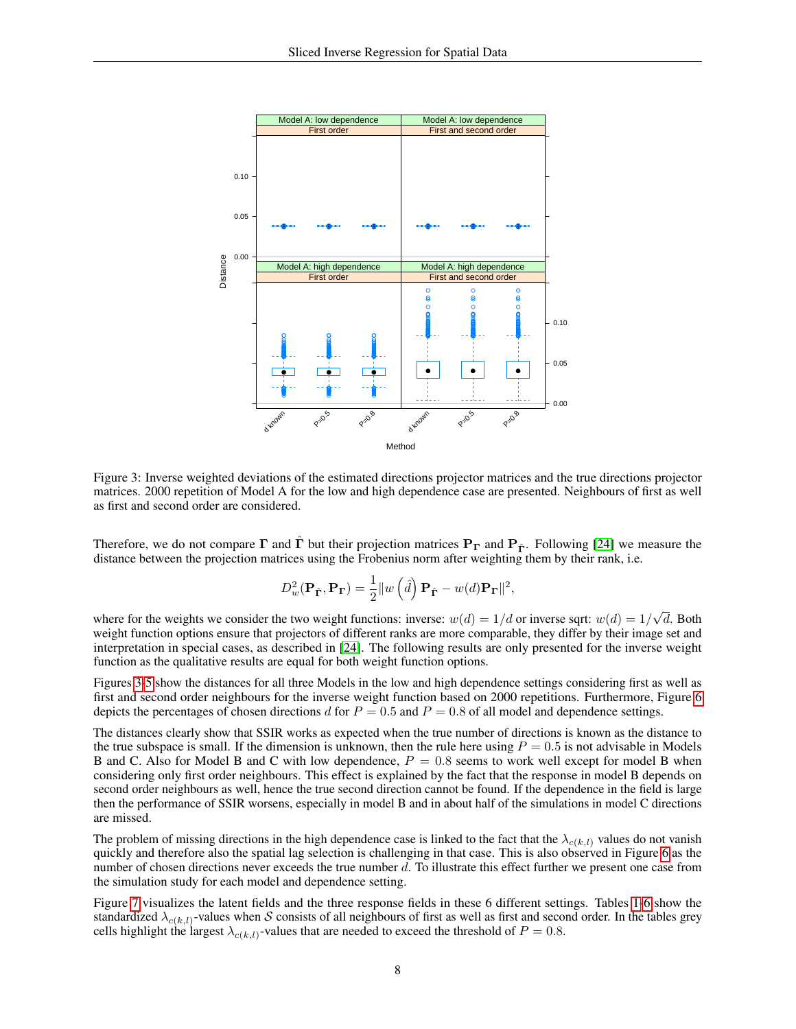Figure 3: Inverse weighted deviations of the estimated directions projector matrices and the true directions projector matrices. 2000 repetition of Model A for the low and high dependence case are presented. Neighbours of first as well as first and second order are considered.

Therefore, we do not compare $\mathbf{\Gamma}$ and $\hat{\mathbf{\Gamma}}$ but their projection matrices $\mathbf{P}_{\mathbf{\Gamma}}$ and $\mathbf{P}_{\hat{\mathbf{\Gamma}}}$. Following [24] we measure the distance between the projection matrices using the Frobenius norm after weighting them by their rank, i.e.

$$D_w^2(\mathbf{P}_{\hat{\mathbf{\Gamma}}}, \mathbf{P}_{\mathbf{\Gamma}}) = \frac{1}{2}\|w\left(\hat{d}\right)\mathbf{P}_{\hat{\mathbf{\Gamma}}} - w(d)\mathbf{P}_{\mathbf{\Gamma}}\|^2,$$

where for the weights we consider the two weight functions: inverse: $w(d) = 1/d$ or inverse sqrt: $w(d) = 1/\sqrt{d}$. Both weight function options ensure that projectors of different ranks are more comparable, they differ by their image set and interpretation in special cases, as described in [24]. The following results are only presented for the inverse weight function as the qualitative results are equal for both weight function options.

Figures 3-5 show the distances for all three Models in the low and high dependence settings considering first as well as first and second order neighbours for the inverse weight function based on 2000 repetitions. Furthermore, Figure 6 depicts the percentages of chosen directions $d$ for $P = 0.5$ and $P = 0.8$ of all model and dependence settings.

The distances clearly show that SSIR works as expected when the true number of directions is known as the distance to the true subspace is small. If the dimension is unknown, then the rule here using $P = 0.5$ is not advisable in Models B and C. Also for Model B and C with low dependence, $P = 0.8$ seems to work well except for model B when considering only first order neighbours. This effect is explained by the fact that the response in model B depends on second order neighbours as well, hence the true second direction cannot be found. If the dependence in the field is large then the performance of SSIR worsens, especially in model B and in about half of the simulations in model C directions are missed.

The problem of missing directions in the high dependence case is linked to the fact that the $\lambda_{c(k,l)}$ values do not vanish quickly and therefore also the spatial lag selection is challenging in that case. This is also observed in Figure 6 as the number of chosen directions never exceeds the true number $d$. To illustrate this effect further we present one case from the simulation study for each model and dependence setting.

Figure 7 visualizes the latent fields and the three response fields in these 6 different settings. Tables 1-6 show the standardized $\lambda_{c(k,l)}$-values when $\mathcal{S}$ consists of all neighbours of first as well as first and second order. In the tables grey cells highlight the largest $\lambda_{c(k,l)}$-values that are needed to exceed the threshold of $P = 0.8$.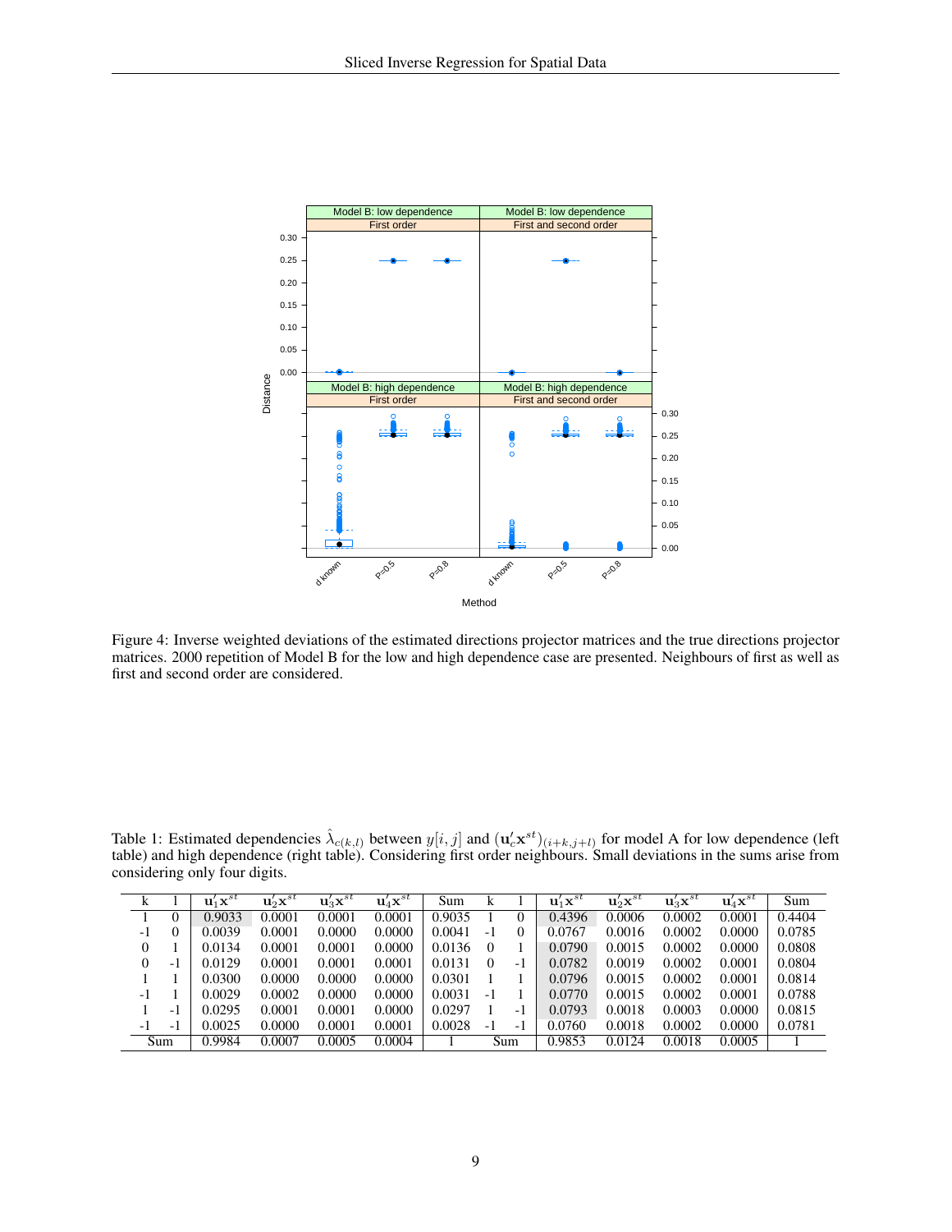Figure 4: Inverse weighted deviations of the estimated directions projector matrices and the true directions projector matrices. 2000 repetition of Model B for the low and high dependence case are presented. Neighbours of first as well as first and second order are considered.

Table 1: Estimated dependencies $\hat{\lambda}_{c(k,l)}$ between $y[i,j]$ and $(\mathbf{u}_c'\mathbf{x}^{st})_{(i+k,j+l)}$ for model A for low dependence (left table) and high dependence (right table). Considering first order neighbours. Small deviations in the sums arise from considering only four digits.

| k | l | $\mathbf{u}_1'\mathbf{x}^{st}$ | $\mathbf{u}_2'\mathbf{x}^{st}$ | $\mathbf{u}_3'\mathbf{x}^{st}$ | $\mathbf{u}_4'\mathbf{x}^{st}$ | Sum | k | l | $\mathbf{u}_1'\mathbf{x}^{st}$ | $\mathbf{u}_2'\mathbf{x}^{st}$ | $\mathbf{u}_3'\mathbf{x}^{st}$ | $\mathbf{u}_4'\mathbf{x}^{st}$ | Sum |
|---|---|---|---|---|---|---|---|---|---|---|---|---|---|
| 1 | 0 | 0.9033 | 0.0001 | 0.0001 | 0.0001 | 0.9035 | 1 | 0 | 0.4396 | 0.0006 | 0.0002 | 0.0001 | 0.4404 |
| -1 | 0 | 0.0039 | 0.0001 | 0.0000 | 0.0000 | 0.0041 | -1 | 0 | 0.0767 | 0.0016 | 0.0002 | 0.0000 | 0.0785 |
| 0 | 1 | 0.0134 | 0.0001 | 0.0001 | 0.0000 | 0.0136 | 0 | 1 | 0.0790 | 0.0015 | 0.0002 | 0.0000 | 0.0808 |
| 0 | -1 | 0.0129 | 0.0001 | 0.0001 | 0.0001 | 0.0131 | 0 | -1 | 0.0782 | 0.0019 | 0.0002 | 0.0001 | 0.0804 |
| 1 | 1 | 0.0300 | 0.0000 | 0.0000 | 0.0000 | 0.0301 | 1 | 1 | 0.0796 | 0.0015 | 0.0002 | 0.0001 | 0.0814 |
| -1 | 1 | 0.0029 | 0.0002 | 0.0000 | 0.0000 | 0.0031 | -1 | 1 | 0.0770 | 0.0015 | 0.0002 | 0.0001 | 0.0788 |
| 1 | -1 | 0.0295 | 0.0001 | 0.0001 | 0.0000 | 0.0297 | 1 | -1 | 0.0793 | 0.0018 | 0.0003 | 0.0000 | 0.0815 |
| -1 | -1 | 0.0025 | 0.0000 | 0.0001 | 0.0001 | 0.0028 | -1 | -1 | 0.0760 | 0.0018 | 0.0002 | 0.0000 | 0.0781 |
| Sum | | 0.9984 | 0.0007 | 0.0005 | 0.0004 | 1 | Sum | | 0.9853 | 0.0124 | 0.0018 | 0.0005 | 1 |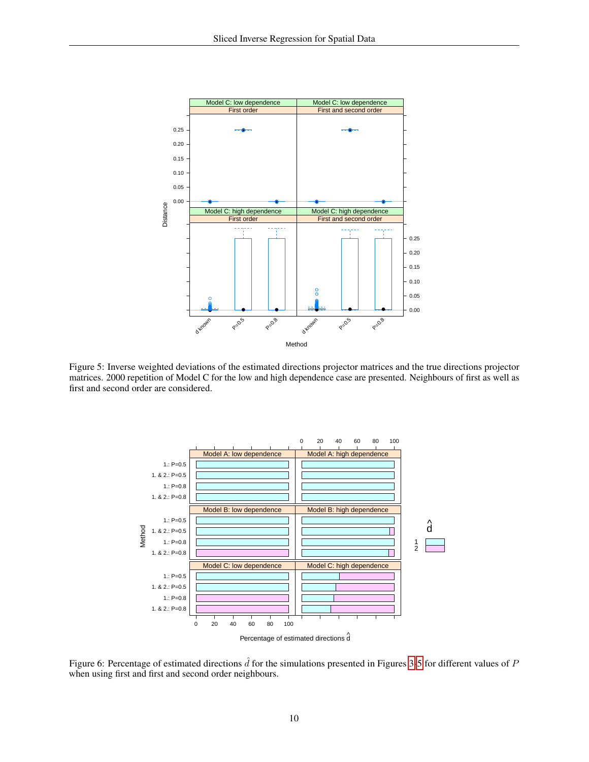Figure 5: Inverse weighted deviations of the estimated directions projector matrices and the true directions projector matrices. 2000 repetition of Model C for the low and high dependence case are presented. Neighbours of first as well as first and second order are considered.

Figure 6: Percentage of estimated directions $\hat{d}$ for the simulations presented in Figures 3-5 for different values of $P$ when using first and first and second order neighbours.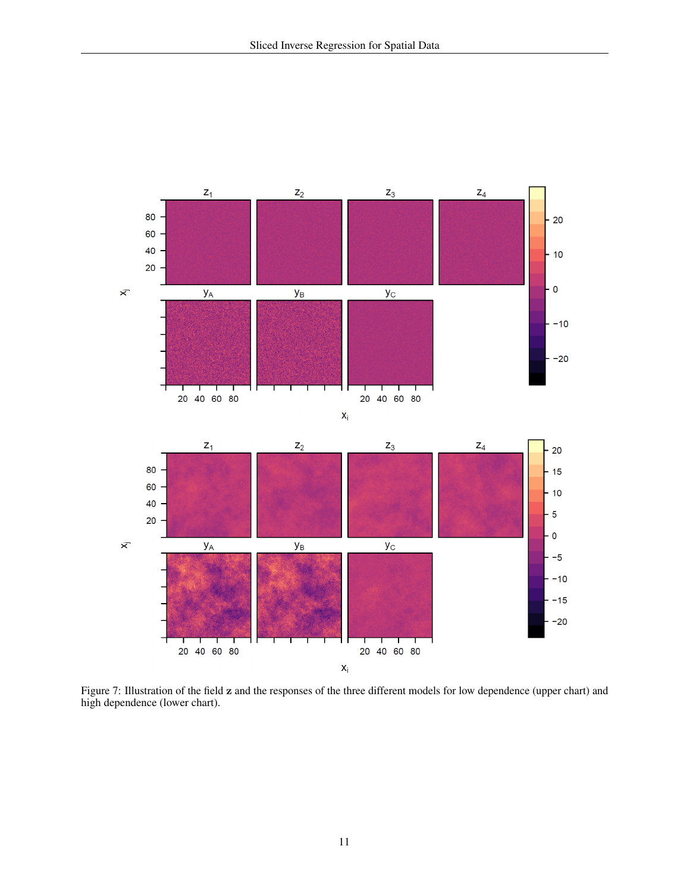Figure 7: Illustration of the field **z** and the responses of the three different models for low dependence (upper chart) and high dependence (lower chart).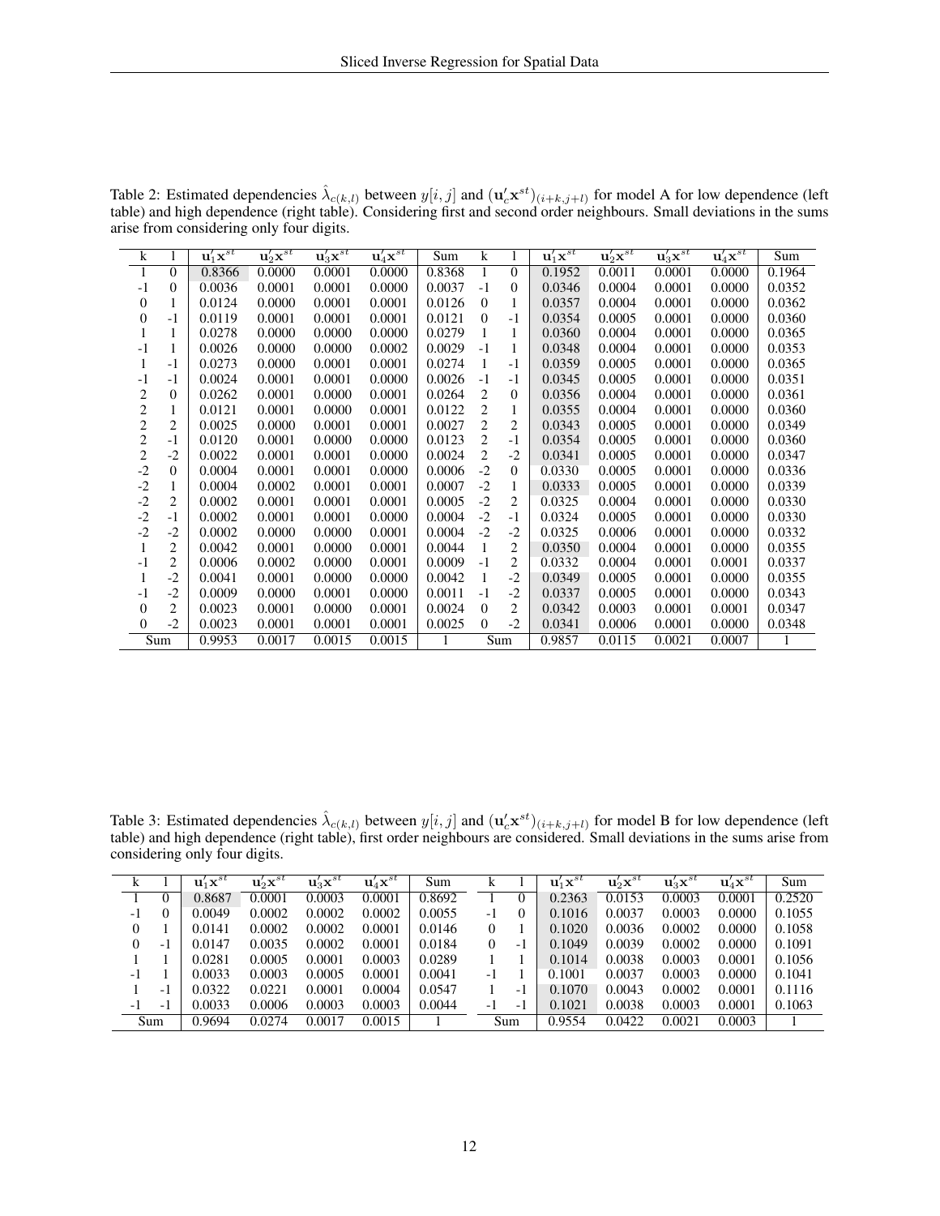Table 2: Estimated dependencies $\hat{\lambda}_{c(k,l)}$ between $y[i,j]$ and $(\mathbf{u}_c'\mathbf{x}^{st})_{(i+k,j+l)}$ for model A for low dependence (left table) and high dependence (right table). Considering first and second order neighbours. Small deviations in the sums arise from considering only four digits.

| k | l | $\mathbf{u}_1'\mathbf{x}^{st}$ | $\mathbf{u}_2'\mathbf{x}^{st}$ | $\mathbf{u}_3'\mathbf{x}^{st}$ | $\mathbf{u}_4'\mathbf{x}^{st}$ | Sum | k | l | $\mathbf{u}_1'\mathbf{x}^{st}$ | $\mathbf{u}_2'\mathbf{x}^{st}$ | $\mathbf{u}_3'\mathbf{x}^{st}$ | $\mathbf{u}_4'\mathbf{x}^{st}$ | Sum |
|---|---|---|---|---|---|---|---|---|---|---|---|---|---|
| 1 | 0 | 0.8366 | 0.0000 | 0.0001 | 0.0000 | 0.8368 | 1 | 0 | 0.1952 | 0.0011 | 0.0001 | 0.0000 | 0.1964 |
| -1 | 0 | 0.0036 | 0.0001 | 0.0001 | 0.0000 | 0.0037 | -1 | 0 | 0.0346 | 0.0004 | 0.0001 | 0.0000 | 0.0352 |
| 0 | 1 | 0.0124 | 0.0000 | 0.0001 | 0.0001 | 0.0126 | 0 | 1 | 0.0357 | 0.0004 | 0.0001 | 0.0000 | 0.0362 |
| 0 | -1 | 0.0119 | 0.0001 | 0.0001 | 0.0001 | 0.0121 | 0 | -1 | 0.0354 | 0.0005 | 0.0001 | 0.0000 | 0.0360 |
| 1 | 1 | 0.0278 | 0.0000 | 0.0000 | 0.0000 | 0.0279 | 1 | 1 | 0.0360 | 0.0004 | 0.0001 | 0.0000 | 0.0365 |
| -1 | 1 | 0.0026 | 0.0000 | 0.0000 | 0.0002 | 0.0029 | -1 | 1 | 0.0348 | 0.0004 | 0.0001 | 0.0000 | 0.0353 |
| 1 | -1 | 0.0273 | 0.0000 | 0.0001 | 0.0001 | 0.0274 | 1 | -1 | 0.0359 | 0.0005 | 0.0001 | 0.0000 | 0.0365 |
| -1 | -1 | 0.0024 | 0.0001 | 0.0001 | 0.0000 | 0.0026 | -1 | -1 | 0.0345 | 0.0005 | 0.0001 | 0.0000 | 0.0351 |
| 2 | 0 | 0.0262 | 0.0001 | 0.0000 | 0.0001 | 0.0264 | 2 | 0 | 0.0356 | 0.0004 | 0.0001 | 0.0000 | 0.0361 |
| 2 | 1 | 0.0121 | 0.0001 | 0.0000 | 0.0001 | 0.0122 | 2 | 1 | 0.0355 | 0.0004 | 0.0001 | 0.0000 | 0.0360 |
| 2 | 2 | 0.0025 | 0.0000 | 0.0001 | 0.0001 | 0.0027 | 2 | 2 | 0.0343 | 0.0005 | 0.0001 | 0.0000 | 0.0349 |
| 2 | -1 | 0.0120 | 0.0001 | 0.0000 | 0.0000 | 0.0123 | 2 | -1 | 0.0354 | 0.0005 | 0.0001 | 0.0000 | 0.0360 |
| 2 | -2 | 0.0022 | 0.0001 | 0.0001 | 0.0000 | 0.0024 | 2 | -2 | 0.0341 | 0.0005 | 0.0001 | 0.0000 | 0.0347 |
| -2 | 0 | 0.0004 | 0.0001 | 0.0001 | 0.0000 | 0.0006 | -2 | 0 | 0.0330 | 0.0005 | 0.0001 | 0.0000 | 0.0336 |
| -2 | 1 | 0.0004 | 0.0002 | 0.0001 | 0.0001 | 0.0007 | -2 | 1 | 0.0333 | 0.0005 | 0.0001 | 0.0000 | 0.0339 |
| -2 | 2 | 0.0002 | 0.0001 | 0.0001 | 0.0001 | 0.0005 | -2 | 2 | 0.0325 | 0.0004 | 0.0001 | 0.0000 | 0.0330 |
| -2 | -1 | 0.0002 | 0.0001 | 0.0001 | 0.0000 | 0.0004 | -2 | -1 | 0.0324 | 0.0005 | 0.0001 | 0.0000 | 0.0330 |
| -2 | -2 | 0.0002 | 0.0000 | 0.0000 | 0.0001 | 0.0004 | -2 | -2 | 0.0325 | 0.0006 | 0.0001 | 0.0000 | 0.0332 |
| 1 | 2 | 0.0042 | 0.0001 | 0.0000 | 0.0001 | 0.0044 | 1 | 2 | 0.0350 | 0.0004 | 0.0001 | 0.0000 | 0.0355 |
| -1 | 2 | 0.0006 | 0.0002 | 0.0000 | 0.0001 | 0.0009 | -1 | 2 | 0.0332 | 0.0004 | 0.0001 | 0.0001 | 0.0337 |
| 1 | -2 | 0.0041 | 0.0001 | 0.0000 | 0.0000 | 0.0042 | 1 | -2 | 0.0349 | 0.0005 | 0.0001 | 0.0000 | 0.0355 |
| -1 | -2 | 0.0009 | 0.0000 | 0.0001 | 0.0000 | 0.0011 | -1 | -2 | 0.0337 | 0.0005 | 0.0001 | 0.0000 | 0.0343 |
| 0 | 2 | 0.0023 | 0.0001 | 0.0000 | 0.0001 | 0.0024 | 0 | 2 | 0.0342 | 0.0003 | 0.0001 | 0.0001 | 0.0347 |
| 0 | -2 | 0.0023 | 0.0001 | 0.0001 | 0.0001 | 0.0025 | 0 | -2 | 0.0341 | 0.0006 | 0.0001 | 0.0000 | 0.0348 |
| Sum | | 0.9953 | 0.0017 | 0.0015 | 0.0015 | 1 | Sum | | 0.9857 | 0.0115 | 0.0021 | 0.0007 | 1 |

Table 3: Estimated dependencies $\hat{\lambda}_{c(k,l)}$ between $y[i,j]$ and $(\mathbf{u}_c'\mathbf{x}^{st})_{(i+k,j+l)}$ for model B for low dependence (left table) and high dependence (right table), first order neighbours are considered. Small deviations in the sums arise from considering only four digits.

| k | l | $\mathbf{u}_1'\mathbf{x}^{st}$ | $\mathbf{u}_2'\mathbf{x}^{st}$ | $\mathbf{u}_3'\mathbf{x}^{st}$ | $\mathbf{u}_4'\mathbf{x}^{st}$ | Sum | k | l | $\mathbf{u}_1'\mathbf{x}^{st}$ | $\mathbf{u}_2'\mathbf{x}^{st}$ | $\mathbf{u}_3'\mathbf{x}^{st}$ | $\mathbf{u}_4'\mathbf{x}^{st}$ | Sum |
|---|---|---|---|---|---|---|---|---|---|---|---|---|---|
| 1 | 0 | 0.8687 | 0.0001 | 0.0003 | 0.0001 | 0.8692 | 1 | 0 | 0.2363 | 0.0153 | 0.0003 | 0.0001 | 0.2520 |
| -1 | 0 | 0.0049 | 0.0002 | 0.0002 | 0.0002 | 0.0055 | -1 | 0 | 0.1016 | 0.0037 | 0.0003 | 0.0000 | 0.1055 |
| 0 | 1 | 0.0141 | 0.0002 | 0.0002 | 0.0001 | 0.0146 | 0 | 1 | 0.1020 | 0.0036 | 0.0002 | 0.0000 | 0.1058 |
| 0 | -1 | 0.0147 | 0.0035 | 0.0002 | 0.0001 | 0.0184 | 0 | -1 | 0.1049 | 0.0039 | 0.0002 | 0.0000 | 0.1091 |
| 1 | 1 | 0.0281 | 0.0005 | 0.0001 | 0.0003 | 0.0289 | 1 | 1 | 0.1014 | 0.0038 | 0.0003 | 0.0001 | 0.1056 |
| -1 | 1 | 0.0033 | 0.0003 | 0.0005 | 0.0001 | 0.0041 | -1 | 1 | 0.1001 | 0.0037 | 0.0003 | 0.0000 | 0.1041 |
| 1 | -1 | 0.0322 | 0.0221 | 0.0001 | 0.0004 | 0.0547 | 1 | -1 | 0.1070 | 0.0043 | 0.0002 | 0.0001 | 0.1116 |
| -1 | -1 | 0.0033 | 0.0006 | 0.0003 | 0.0003 | 0.0044 | -1 | -1 | 0.1021 | 0.0038 | 0.0003 | 0.0001 | 0.1063 |
| Sum | | 0.9694 | 0.0274 | 0.0017 | 0.0015 | 1 | Sum | | 0.9554 | 0.0422 | 0.0021 | 0.0003 | 1 |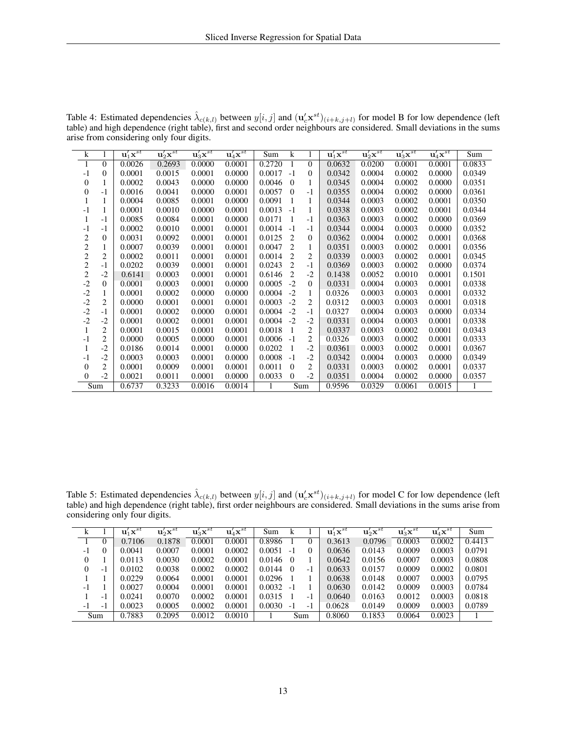Table 4: Estimated dependencies $\hat{\lambda}_{c(k,l)}$ between $y[i,j]$ and $(\mathbf{u}_c'\mathbf{x}^{st})_{(i+k,j+l)}$ for model B for low dependence (left table) and high dependence (right table), first and second order neighbours are considered. Small deviations in the sums arise from considering only four digits.

| k | l | $\mathbf{u}_1'\mathbf{x}^{st}$ | $\mathbf{u}_2'\mathbf{x}^{st}$ | $\mathbf{u}_3'\mathbf{x}^{st}$ | $\mathbf{u}_4'\mathbf{x}^{st}$ | Sum | k | l | $\mathbf{u}_1'\mathbf{x}^{st}$ | $\mathbf{u}_2'\mathbf{x}^{st}$ | $\mathbf{u}_3'\mathbf{x}^{st}$ | $\mathbf{u}_4'\mathbf{x}^{st}$ | Sum |
|---|---|---|---|---|---|---|---|---|---|---|---|---|---|
| 1 | 0 | 0.0026 | 0.2693 | 0.0000 | 0.0001 | 0.2720 | 1 | 0 | 0.0632 | 0.0200 | 0.0001 | 0.0001 | 0.0833 |
| -1 | 0 | 0.0001 | 0.0015 | 0.0001 | 0.0000 | 0.0017 | -1 | 0 | 0.0342 | 0.0004 | 0.0002 | 0.0000 | 0.0349 |
| 0 | 1 | 0.0002 | 0.0043 | 0.0000 | 0.0000 | 0.0046 | 0 | 1 | 0.0345 | 0.0004 | 0.0002 | 0.0000 | 0.0351 |
| 0 | -1 | 0.0016 | 0.0041 | 0.0000 | 0.0001 | 0.0057 | 0 | -1 | 0.0355 | 0.0004 | 0.0002 | 0.0000 | 0.0361 |
| 1 | 1 | 0.0004 | 0.0085 | 0.0001 | 0.0000 | 0.0091 | 1 | 1 | 0.0344 | 0.0003 | 0.0002 | 0.0001 | 0.0350 |
| -1 | 1 | 0.0001 | 0.0010 | 0.0000 | 0.0001 | 0.0013 | -1 | 1 | 0.0338 | 0.0003 | 0.0002 | 0.0001 | 0.0344 |
| 1 | -1 | 0.0085 | 0.0084 | 0.0001 | 0.0000 | 0.0171 | 1 | -1 | 0.0363 | 0.0003 | 0.0002 | 0.0000 | 0.0369 |
| -1 | -1 | 0.0002 | 0.0010 | 0.0001 | 0.0001 | 0.0014 | -1 | -1 | 0.0344 | 0.0004 | 0.0003 | 0.0000 | 0.0352 |
| 2 | 0 | 0.0031 | 0.0092 | 0.0001 | 0.0001 | 0.0125 | 2 | 0 | 0.0362 | 0.0004 | 0.0002 | 0.0001 | 0.0368 |
| 2 | 1 | 0.0007 | 0.0039 | 0.0001 | 0.0001 | 0.0047 | 2 | 1 | 0.0351 | 0.0003 | 0.0002 | 0.0001 | 0.0356 |
| 2 | 2 | 0.0002 | 0.0011 | 0.0001 | 0.0001 | 0.0014 | 2 | 2 | 0.0339 | 0.0003 | 0.0002 | 0.0001 | 0.0345 |
| 2 | -1 | 0.0202 | 0.0039 | 0.0001 | 0.0001 | 0.0243 | 2 | -1 | 0.0369 | 0.0003 | 0.0002 | 0.0000 | 0.0374 |
| 2 | -2 | 0.6141 | 0.0003 | 0.0001 | 0.0001 | 0.6146 | 2 | -2 | 0.1438 | 0.0052 | 0.0010 | 0.0001 | 0.1501 |
| -2 | 0 | 0.0001 | 0.0003 | 0.0001 | 0.0000 | 0.0005 | -2 | 0 | 0.0331 | 0.0004 | 0.0003 | 0.0001 | 0.0338 |
| -2 | 1 | 0.0001 | 0.0002 | 0.0000 | 0.0000 | 0.0004 | -2 | 1 | 0.0326 | 0.0003 | 0.0003 | 0.0001 | 0.0332 |
| -2 | 2 | 0.0000 | 0.0001 | 0.0001 | 0.0001 | 0.0003 | -2 | 2 | 0.0312 | 0.0003 | 0.0003 | 0.0001 | 0.0318 |
| -2 | -1 | 0.0001 | 0.0002 | 0.0000 | 0.0001 | 0.0004 | -2 | -1 | 0.0327 | 0.0004 | 0.0003 | 0.0000 | 0.0334 |
| -2 | -2 | 0.0001 | 0.0002 | 0.0001 | 0.0001 | 0.0004 | -2 | -2 | 0.0331 | 0.0004 | 0.0003 | 0.0001 | 0.0338 |
| 1 | 2 | 0.0001 | 0.0015 | 0.0001 | 0.0001 | 0.0018 | 1 | 2 | 0.0337 | 0.0003 | 0.0002 | 0.0001 | 0.0343 |
| -1 | 2 | 0.0000 | 0.0005 | 0.0000 | 0.0001 | 0.0006 | -1 | 2 | 0.0326 | 0.0003 | 0.0002 | 0.0001 | 0.0333 |
| 1 | -2 | 0.0186 | 0.0014 | 0.0001 | 0.0000 | 0.0202 | 1 | -2 | 0.0361 | 0.0003 | 0.0002 | 0.0001 | 0.0367 |
| -1 | -2 | 0.0003 | 0.0003 | 0.0001 | 0.0000 | 0.0008 | -1 | -2 | 0.0342 | 0.0004 | 0.0003 | 0.0000 | 0.0349 |
| 0 | 2 | 0.0001 | 0.0009 | 0.0001 | 0.0001 | 0.0011 | 0 | 2 | 0.0331 | 0.0003 | 0.0002 | 0.0001 | 0.0337 |
| 0 | -2 | 0.0021 | 0.0011 | 0.0001 | 0.0000 | 0.0033 | 0 | -2 | 0.0351 | 0.0004 | 0.0002 | 0.0000 | 0.0357 |
| Sum | | 0.6737 | 0.3233 | 0.0016 | 0.0014 | 1 | Sum | | 0.9596 | 0.0329 | 0.0061 | 0.0015 | 1 |

Table 5: Estimated dependencies $\hat{\lambda}_{c(k,l)}$ between $y[i,j]$ and $(\mathbf{u}_c'\mathbf{x}^{st})_{(i+k,j+l)}$ for model C for low dependence (left table) and high dependence (right table), first order neighbours are considered. Small deviations in the sums arise from considering only four digits.

| k | l | $\mathbf{u}_1'\mathbf{x}^{st}$ | $\mathbf{u}_2'\mathbf{x}^{st}$ | $\mathbf{u}_3'\mathbf{x}^{st}$ | $\mathbf{u}_4'\mathbf{x}^{st}$ | Sum | k | l | $\mathbf{u}_1'\mathbf{x}^{st}$ | $\mathbf{u}_2'\mathbf{x}^{st}$ | $\mathbf{u}_3'\mathbf{x}^{st}$ | $\mathbf{u}_4'\mathbf{x}^{st}$ | Sum |
|---|---|---|---|---|---|---|---|---|---|---|---|---|---|
| 1 | 0 | 0.7106 | 0.1878 | 0.0001 | 0.0001 | 0.8986 | 1 | 0 | 0.3613 | 0.0796 | 0.0003 | 0.0002 | 0.4413 |
| -1 | 0 | 0.0041 | 0.0007 | 0.0001 | 0.0002 | 0.0051 | -1 | 0 | 0.0636 | 0.0143 | 0.0009 | 0.0003 | 0.0791 |
| 0 | 1 | 0.0113 | 0.0030 | 0.0002 | 0.0001 | 0.0146 | 0 | 1 | 0.0642 | 0.0156 | 0.0007 | 0.0003 | 0.0808 |
| 0 | -1 | 0.0102 | 0.0038 | 0.0002 | 0.0002 | 0.0144 | 0 | -1 | 0.0633 | 0.0157 | 0.0009 | 0.0002 | 0.0801 |
| 1 | 1 | 0.0229 | 0.0064 | 0.0001 | 0.0001 | 0.0296 | 1 | 1 | 0.0638 | 0.0148 | 0.0007 | 0.0003 | 0.0795 |
| -1 | 1 | 0.0027 | 0.0004 | 0.0001 | 0.0001 | 0.0032 | -1 | 1 | 0.0630 | 0.0142 | 0.0009 | 0.0003 | 0.0784 |
| 1 | -1 | 0.0241 | 0.0070 | 0.0002 | 0.0001 | 0.0315 | 1 | -1 | 0.0640 | 0.0163 | 0.0012 | 0.0003 | 0.0818 |
| -1 | -1 | 0.0023 | 0.0005 | 0.0002 | 0.0001 | 0.0030 | -1 | -1 | 0.0628 | 0.0149 | 0.0009 | 0.0003 | 0.0789 |
| Sum | | 0.7883 | 0.2095 | 0.0012 | 0.0010 | 1 | Sum | | 0.8060 | 0.1853 | 0.0064 | 0.0023 | 1 |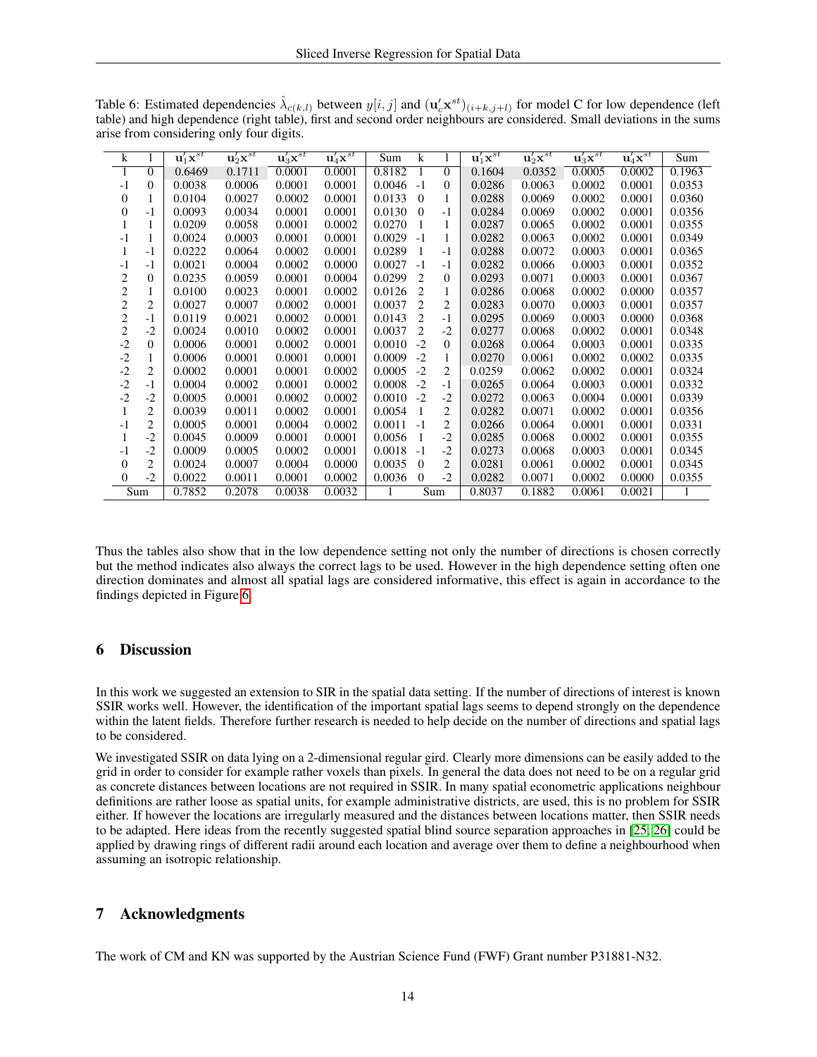Table 6: Estimated dependencies $\hat{\lambda}_{c(k,l)}$ between $y[i,j]$ and $(\mathbf{u}_c'\mathbf{x}^{st})_{(i+k,j+l)}$ for model C for low dependence (left table) and high dependence (right table), first and second order neighbours are considered. Small deviations in the sums arise from considering only four digits.

| k | l | $\mathbf{u}_1'\mathbf{x}^{st}$ | $\mathbf{u}_2'\mathbf{x}^{st}$ | $\mathbf{u}_3'\mathbf{x}^{st}$ | $\mathbf{u}_4'\mathbf{x}^{st}$ | Sum | k | l | $\mathbf{u}_1'\mathbf{x}^{st}$ | $\mathbf{u}_2'\mathbf{x}^{st}$ | $\mathbf{u}_3'\mathbf{x}^{st}$ | $\mathbf{u}_4'\mathbf{x}^{st}$ | Sum |
|---|---|---|---|---|---|---|---|---|---|---|---|---|---|
| 1 | 0 | 0.6469 | 0.1711 | 0.0001 | 0.0001 | 0.8182 | 1 | 0 | 0.1604 | 0.0352 | 0.0005 | 0.0002 | 0.1963 |
| -1 | 0 | 0.0038 | 0.0006 | 0.0001 | 0.0001 | 0.0046 | -1 | 0 | 0.0286 | 0.0063 | 0.0002 | 0.0001 | 0.0353 |
| 0 | 1 | 0.0104 | 0.0027 | 0.0002 | 0.0001 | 0.0133 | 0 | 1 | 0.0288 | 0.0069 | 0.0002 | 0.0001 | 0.0360 |
| 0 | -1 | 0.0093 | 0.0034 | 0.0001 | 0.0001 | 0.0130 | 0 | -1 | 0.0284 | 0.0069 | 0.0002 | 0.0001 | 0.0356 |
| 1 | 1 | 0.0209 | 0.0058 | 0.0001 | 0.0002 | 0.0270 | 1 | 1 | 0.0287 | 0.0065 | 0.0002 | 0.0001 | 0.0355 |
| -1 | 1 | 0.0024 | 0.0003 | 0.0001 | 0.0001 | 0.0029 | -1 | 1 | 0.0282 | 0.0063 | 0.0002 | 0.0001 | 0.0349 |
| 1 | -1 | 0.0222 | 0.0064 | 0.0002 | 0.0001 | 0.0289 | 1 | -1 | 0.0288 | 0.0072 | 0.0003 | 0.0001 | 0.0365 |
| -1 | -1 | 0.0021 | 0.0004 | 0.0002 | 0.0000 | 0.0027 | -1 | -1 | 0.0282 | 0.0066 | 0.0003 | 0.0001 | 0.0352 |
| 2 | 0 | 0.0235 | 0.0059 | 0.0001 | 0.0004 | 0.0299 | 2 | 0 | 0.0293 | 0.0071 | 0.0003 | 0.0001 | 0.0367 |
| 2 | 1 | 0.0100 | 0.0023 | 0.0001 | 0.0002 | 0.0126 | 2 | 1 | 0.0286 | 0.0068 | 0.0002 | 0.0000 | 0.0357 |
| 2 | 2 | 0.0027 | 0.0007 | 0.0002 | 0.0001 | 0.0037 | 2 | 2 | 0.0283 | 0.0070 | 0.0003 | 0.0001 | 0.0357 |
| 2 | -1 | 0.0119 | 0.0021 | 0.0002 | 0.0001 | 0.0143 | 2 | -1 | 0.0295 | 0.0069 | 0.0003 | 0.0000 | 0.0368 |
| 2 | -2 | 0.0024 | 0.0010 | 0.0002 | 0.0001 | 0.0037 | 2 | -2 | 0.0277 | 0.0068 | 0.0002 | 0.0001 | 0.0348 |
| -2 | 0 | 0.0006 | 0.0001 | 0.0002 | 0.0001 | 0.0010 | -2 | 0 | 0.0268 | 0.0064 | 0.0003 | 0.0001 | 0.0335 |
| -2 | 1 | 0.0006 | 0.0001 | 0.0001 | 0.0001 | 0.0009 | -2 | 1 | 0.0270 | 0.0061 | 0.0002 | 0.0002 | 0.0335 |
| -2 | 2 | 0.0002 | 0.0001 | 0.0001 | 0.0002 | 0.0005 | -2 | 2 | 0.0259 | 0.0062 | 0.0002 | 0.0001 | 0.0324 |
| -2 | -1 | 0.0004 | 0.0002 | 0.0001 | 0.0002 | 0.0008 | -2 | -1 | 0.0265 | 0.0064 | 0.0003 | 0.0001 | 0.0332 |
| -2 | -2 | 0.0005 | 0.0001 | 0.0002 | 0.0002 | 0.0010 | -2 | -2 | 0.0272 | 0.0063 | 0.0004 | 0.0001 | 0.0339 |
| 1 | 2 | 0.0039 | 0.0011 | 0.0002 | 0.0001 | 0.0054 | 1 | 2 | 0.0282 | 0.0071 | 0.0002 | 0.0001 | 0.0356 |
| -1 | 2 | 0.0005 | 0.0001 | 0.0004 | 0.0002 | 0.0011 | -1 | 2 | 0.0266 | 0.0064 | 0.0001 | 0.0001 | 0.0331 |
| 1 | -2 | 0.0045 | 0.0009 | 0.0001 | 0.0001 | 0.0056 | 1 | -2 | 0.0285 | 0.0068 | 0.0002 | 0.0001 | 0.0355 |
| -1 | -2 | 0.0009 | 0.0005 | 0.0002 | 0.0001 | 0.0018 | -1 | -2 | 0.0273 | 0.0068 | 0.0003 | 0.0001 | 0.0345 |
| 0 | 2 | 0.0024 | 0.0007 | 0.0004 | 0.0000 | 0.0035 | 0 | 2 | 0.0281 | 0.0061 | 0.0002 | 0.0001 | 0.0345 |
| 0 | -2 | 0.0022 | 0.0011 | 0.0001 | 0.0002 | 0.0036 | 0 | -2 | 0.0282 | 0.0071 | 0.0002 | 0.0000 | 0.0355 |
| Sum | | 0.7852 | 0.2078 | 0.0038 | 0.0032 | 1 | Sum | | 0.8037 | 0.1882 | 0.0061 | 0.0021 | 1 |

Thus the tables also show that in the low dependence setting not only the number of directions is chosen correctly but the method indicates also always the correct lags to be used. However in the high dependence setting often one direction dominates and almost all spatial lags are considered informative, this effect is again in accordance to the findings depicted in Figure 6.

## 6 Discussion

In this work we suggested an extension to SIR in the spatial data setting. If the number of directions of interest is known SSIR works well. However, the identification of the important spatial lags seems to depend strongly on the dependence within the latent fields. Therefore further research is needed to help decide on the number of directions and spatial lags to be considered.

We investigated SSIR on data lying on a 2-dimensional regular gird. Clearly more dimensions can be easily added to the grid in order to consider for example rather voxels than pixels. In general the data does not need to be on a regular grid as concrete distances between locations are not required in SSIR. In many spatial econometric applications neighbour definitions are rather loose as spatial units, for example administrative districts, are used, this is no problem for SSIR either. If however the locations are irregularly measured and the distances between locations matter, then SSIR needs to be adapted. Here ideas from the recently suggested spatial blind source separation approaches in [25, 26] could be applied by drawing rings of different radii around each location and average over them to define a neighbourhood when assuming an isotropic relationship.

## 7 Acknowledgments

The work of CM and KN was supported by the Austrian Science Fund (FWF) Grant number P31881-N32.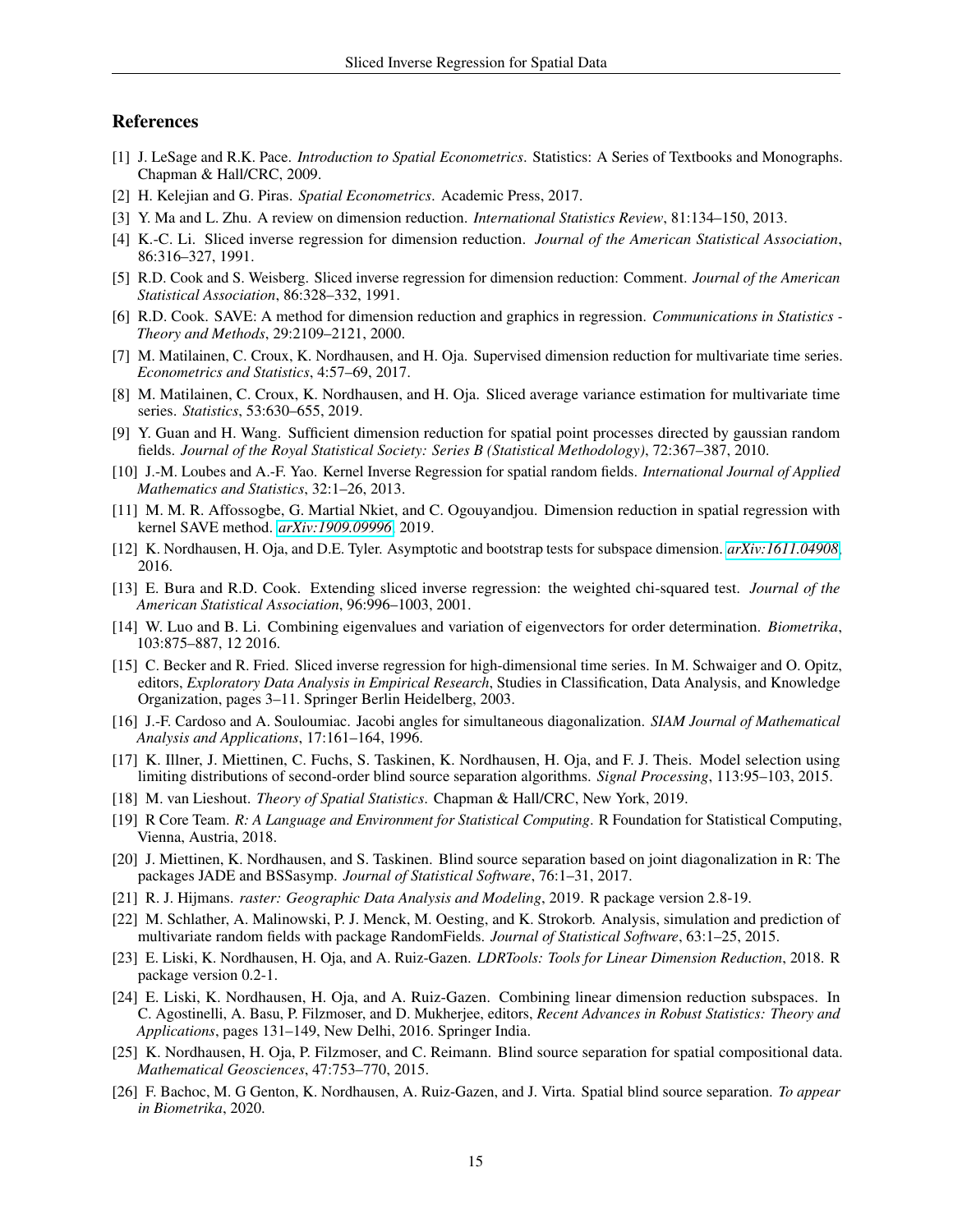## References

[1] J. LeSage and R.K. Pace. *Introduction to Spatial Econometrics*. Statistics: A Series of Textbooks and Monographs. Chapman & Hall/CRC, 2009.

[2] H. Kelejian and G. Piras. *Spatial Econometrics*. Academic Press, 2017.

[3] Y. Ma and L. Zhu. A review on dimension reduction. *International Statistics Review*, 81:134–150, 2013.

[4] K.-C. Li. Sliced inverse regression for dimension reduction. *Journal of the American Statistical Association*, 86:316–327, 1991.

[5] R.D. Cook and S. Weisberg. Sliced inverse regression for dimension reduction: Comment. *Journal of the American Statistical Association*, 86:328–332, 1991.

[6] R.D. Cook. SAVE: A method for dimension reduction and graphics in regression. *Communications in Statistics - Theory and Methods*, 29:2109–2121, 2000.

[7] M. Matilainen, C. Croux, K. Nordhausen, and H. Oja. Supervised dimension reduction for multivariate time series. *Econometrics and Statistics*, 4:57–69, 2017.

[8] M. Matilainen, C. Croux, K. Nordhausen, and H. Oja. Sliced average variance estimation for multivariate time series. *Statistics*, 53:630–655, 2019.

[9] Y. Guan and H. Wang. Sufficient dimension reduction for spatial point processes directed by gaussian random fields. *Journal of the Royal Statistical Society: Series B (Statistical Methodology)*, 72:367–387, 2010.

[10] J.-M. Loubes and A.-F. Yao. Kernel Inverse Regression for spatial random fields. *International Journal of Applied Mathematics and Statistics*, 32:1–26, 2013.

[11] M. M. R. Affossogbe, G. Martial Nkiet, and C. Ogouyandjou. Dimension reduction in spatial regression with kernel SAVE method. *arXiv:1909.09996*, 2019.

[12] K. Nordhausen, H. Oja, and D.E. Tyler. Asymptotic and bootstrap tests for subspace dimension. *arXiv:1611.04908*, 2016.

[13] E. Bura and R.D. Cook. Extending sliced inverse regression: the weighted chi-squared test. *Journal of the American Statistical Association*, 96:996–1003, 2001.

[14] W. Luo and B. Li. Combining eigenvalues and variation of eigenvectors for order determination. *Biometrika*, 103:875–887, 12 2016.

[15] C. Becker and R. Fried. Sliced inverse regression for high-dimensional time series. In M. Schwaiger and O. Opitz, editors, *Exploratory Data Analysis in Empirical Research*, Studies in Classification, Data Analysis, and Knowledge Organization, pages 3–11. Springer Berlin Heidelberg, 2003.

[16] J.-F. Cardoso and A. Souloumiac. Jacobi angles for simultaneous diagonalization. *SIAM Journal of Mathematical Analysis and Applications*, 17:161–164, 1996.

[17] K. Illner, J. Miettinen, C. Fuchs, S. Taskinen, K. Nordhausen, H. Oja, and F. J. Theis. Model selection using limiting distributions of second-order blind source separation algorithms. *Signal Processing*, 113:95–103, 2015.

[18] M. van Lieshout. *Theory of Spatial Statistics*. Chapman & Hall/CRC, New York, 2019.

[19] R Core Team. *R: A Language and Environment for Statistical Computing*. R Foundation for Statistical Computing, Vienna, Austria, 2018.

[20] J. Miettinen, K. Nordhausen, and S. Taskinen. Blind source separation based on joint diagonalization in R: The packages JADE and BSSasymp. *Journal of Statistical Software*, 76:1–31, 2017.

[21] R. J. Hijmans. *raster: Geographic Data Analysis and Modeling*, 2019. R package version 2.8-19.

[22] M. Schlather, A. Malinowski, P. J. Menck, M. Oesting, and K. Strokorb. Analysis, simulation and prediction of multivariate random fields with package RandomFields. *Journal of Statistical Software*, 63:1–25, 2015.

[23] E. Liski, K. Nordhausen, H. Oja, and A. Ruiz-Gazen. *LDRTools: Tools for Linear Dimension Reduction*, 2018. R package version 0.2-1.

[24] E. Liski, K. Nordhausen, H. Oja, and A. Ruiz-Gazen. Combining linear dimension reduction subspaces. In C. Agostinelli, A. Basu, P. Filzmoser, and D. Mukherjee, editors, *Recent Advances in Robust Statistics: Theory and Applications*, pages 131–149, New Delhi, 2016. Springer India.

[25] K. Nordhausen, H. Oja, P. Filzmoser, and C. Reimann. Blind source separation for spatial compositional data. *Mathematical Geosciences*, 47:753–770, 2015.

[26] F. Bachoc, M. G Genton, K. Nordhausen, A. Ruiz-Gazen, and J. Virta. Spatial blind source separation. *To appear in Biometrika*, 2020.